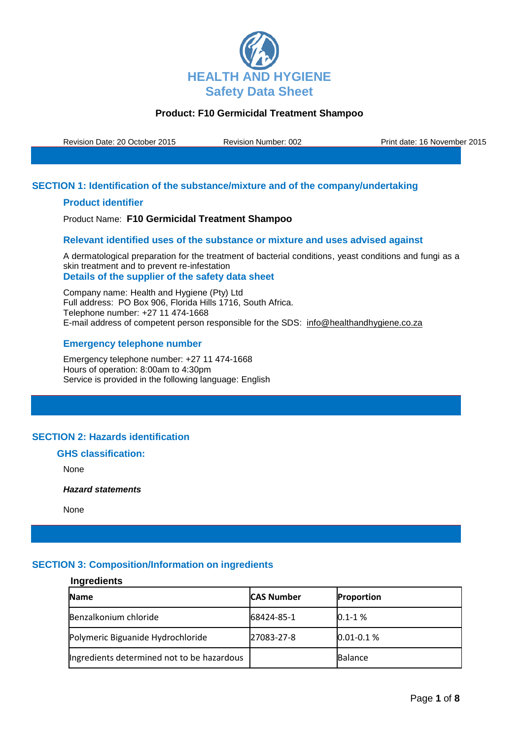# HEALTH AND HYGIENE
## Safety Data Sheet

**Product: F10 Germicidal Treatment Shampoo**

Revision Date: 20 October 2015 Revision Number: 002 Print date: 16 November 2015

## SECTION 1: Identification of the substance/mixture and of the company/undertaking

### Product identifier

Product Name: **F10 Germicidal Treatment Shampoo**

### Relevant identified uses of the substance or mixture and uses advised against

A dermatological preparation for the treatment of bacterial conditions, yeast conditions and fungi as a skin treatment and to prevent re-infestation

### Details of the supplier of the safety data sheet

Company name: Health and Hygiene (Pty) Ltd
Full address: PO Box 906, Florida Hills 1716, South Africa.
Telephone number: +27 11 474-1668
E-mail address of competent person responsible for the SDS: info@healthandhygiene.co.za

### Emergency telephone number

Emergency telephone number: +27 11 474-1668
Hours of operation: 8:00am to 4:30pm
Service is provided in the following language: English

## SECTION 2: Hazards identification

### GHS classification:

None

***Hazard statements***

None

## SECTION 3: Composition/Information on ingredients

**Ingredients**

| Name | CAS Number | Proportion |
|---|---|---|
| Benzalkonium chloride | 68424-85-1 | 0.1-1 % |
| Polymeric Biguanide Hydrochloride | 27083-27-8 | 0.01-0.1 % |
| Ingredients determined not to be hazardous | | Balance |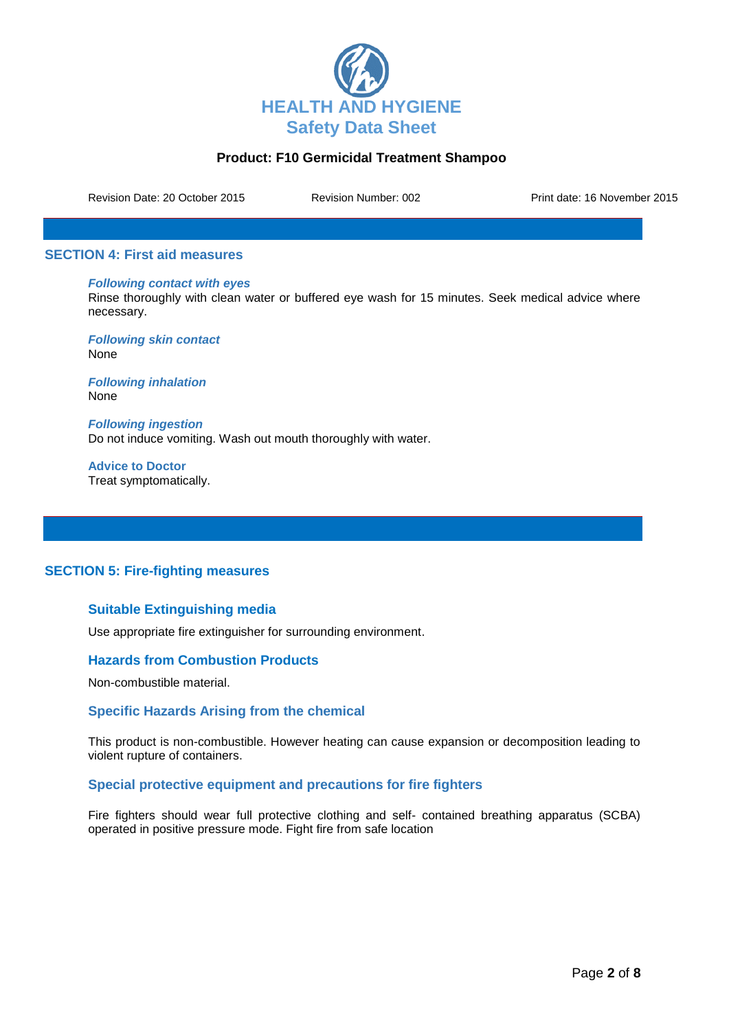## SECTION 4: First aid measures

***Following contact with eyes***

Rinse thoroughly with clean water or buffered eye wash for 15 minutes. Seek medical advice where necessary.

***Following skin contact***

None

***Following inhalation***

None

***Following ingestion***

Do not induce vomiting. Wash out mouth thoroughly with water.

**Advice to Doctor**

Treat symptomatically.

## SECTION 5: Fire-fighting measures

### Suitable Extinguishing media

Use appropriate fire extinguisher for surrounding environment.

### Hazards from Combustion Products

Non-combustible material.

### Specific Hazards Arising from the chemical

This product is non-combustible. However heating can cause expansion or decomposition leading to violent rupture of containers.

### Special protective equipment and precautions for fire fighters

Fire fighters should wear full protective clothing and self- contained breathing apparatus (SCBA) operated in positive pressure mode. Fight fire from safe location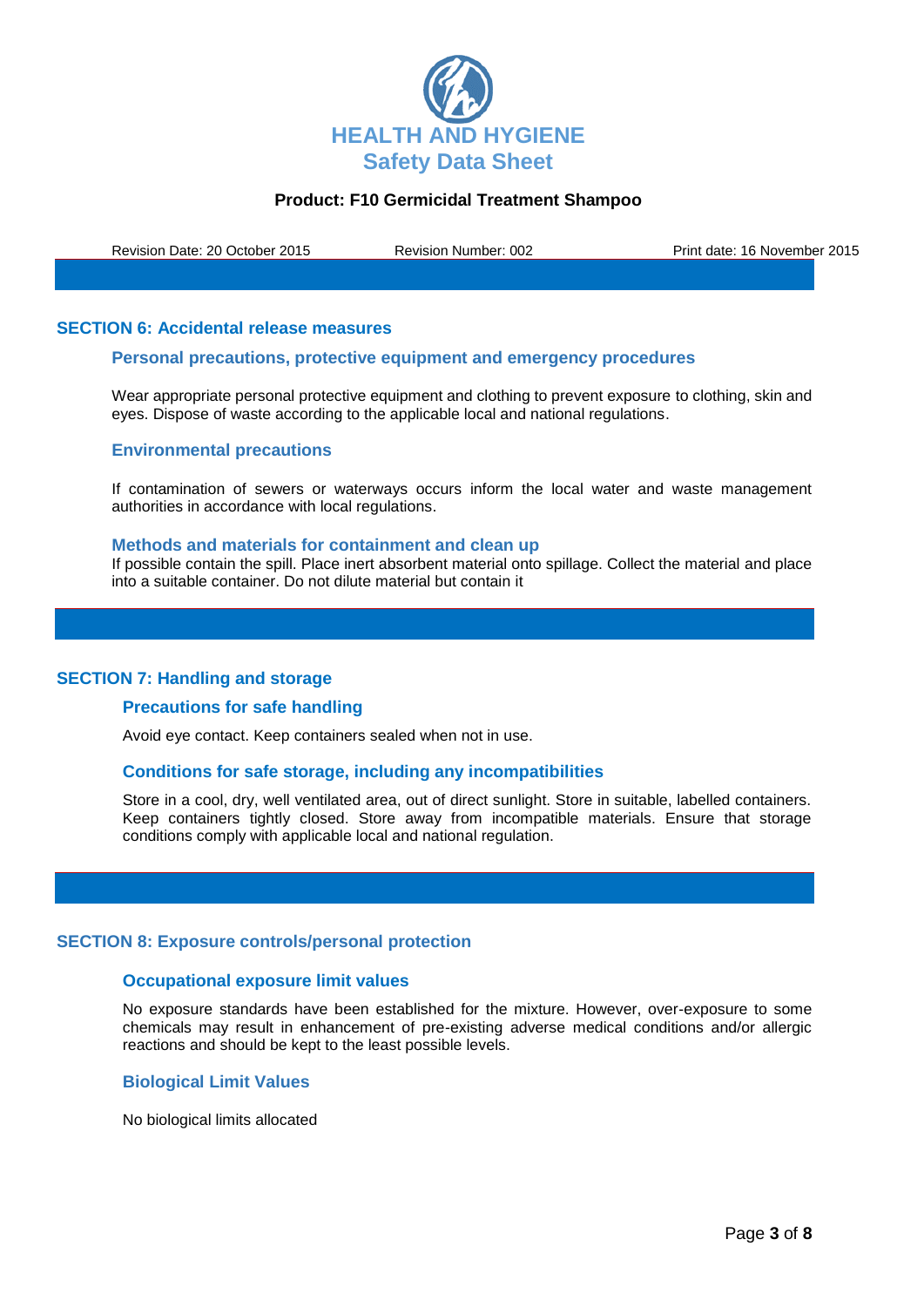HEALTH AND HYGIENE
Safety Data Sheet

**Product: F10 Germicidal Treatment Shampoo**

Revision Date: 20 October 2015 Revision Number: 002 Print date: 16 November 2015

## SECTION 6: Accidental release measures

### Personal precautions, protective equipment and emergency procedures

Wear appropriate personal protective equipment and clothing to prevent exposure to clothing, skin and eyes. Dispose of waste according to the applicable local and national regulations.

### Environmental precautions

If contamination of sewers or waterways occurs inform the local water and waste management authorities in accordance with local regulations.

### Methods and materials for containment and clean up

If possible contain the spill. Place inert absorbent material onto spillage. Collect the material and place into a suitable container. Do not dilute material but contain it

## SECTION 7: Handling and storage

### Precautions for safe handling

Avoid eye contact. Keep containers sealed when not in use.

### Conditions for safe storage, including any incompatibilities

Store in a cool, dry, well ventilated area, out of direct sunlight. Store in suitable, labelled containers. Keep containers tightly closed. Store away from incompatible materials. Ensure that storage conditions comply with applicable local and national regulation.

## SECTION 8: Exposure controls/personal protection

### Occupational exposure limit values

No exposure standards have been established for the mixture. However, over-exposure to some chemicals may result in enhancement of pre-existing adverse medical conditions and/or allergic reactions and should be kept to the least possible levels.

### Biological Limit Values

No biological limits allocated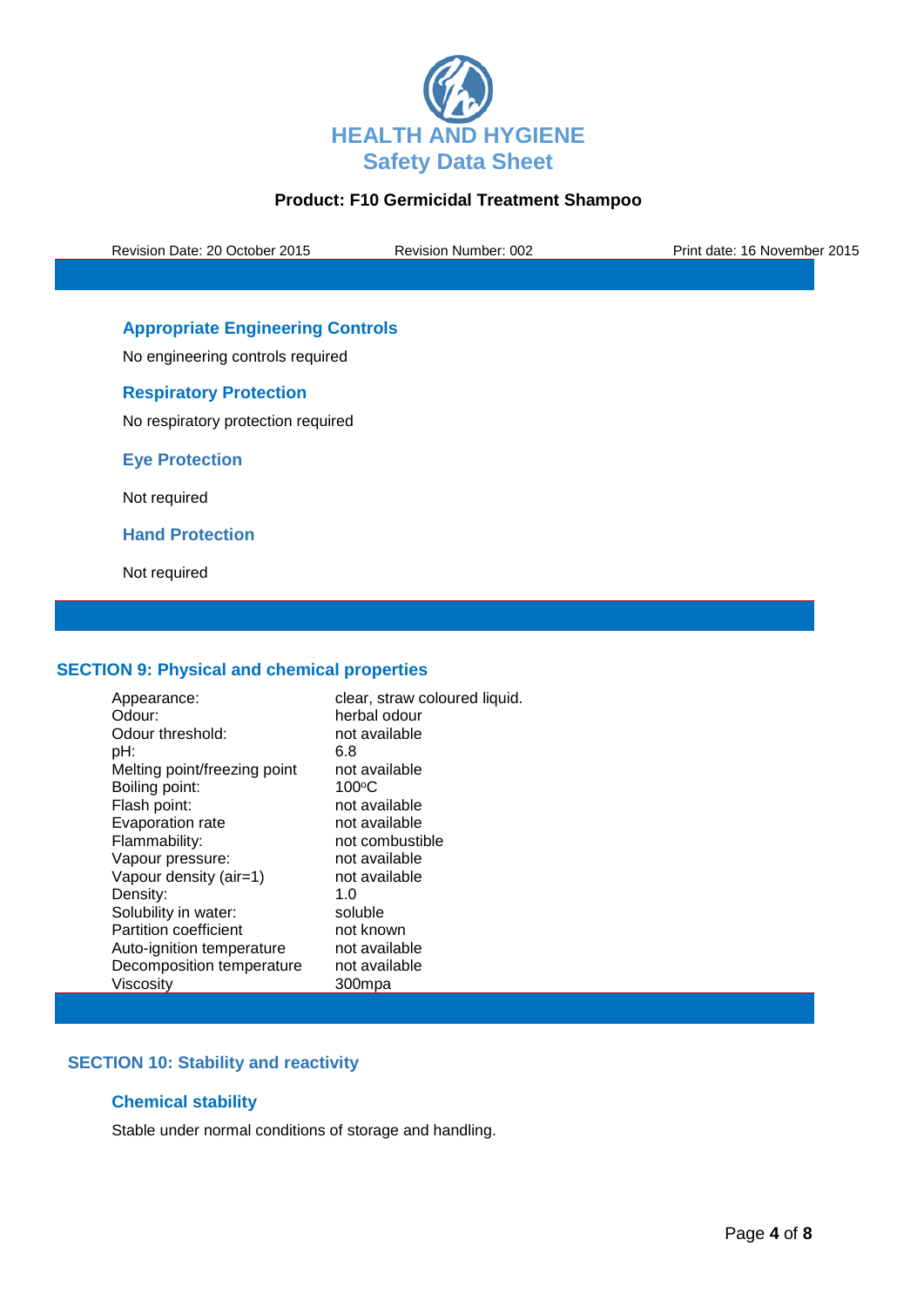### Appropriate Engineering Controls

No engineering controls required

### Respiratory Protection

No respiratory protection required

### Eye Protection

Not required

### Hand Protection

Not required

## SECTION 9: Physical and chemical properties

| | |
|---|---|
| Appearance: | clear, straw coloured liquid. |
| Odour: | herbal odour |
| Odour threshold: | not available |
| pH: | 6.8 |
| Melting point/freezing point | not available |
| Boiling point: | 100$^{o}$C |
| Flash point: | not available |
| Evaporation rate | not available |
| Flammability: | not combustible |
| Vapour pressure: | not available |
| Vapour density (air=1) | not available |
| Density: | 1.0 |
| Solubility in water: | soluble |
| Partition coefficient | not known |
| Auto-ignition temperature | not available |
| Decomposition temperature | not available |
| Viscosity | 300mpa |

## SECTION 10: Stability and reactivity

### Chemical stability

Stable under normal conditions of storage and handling.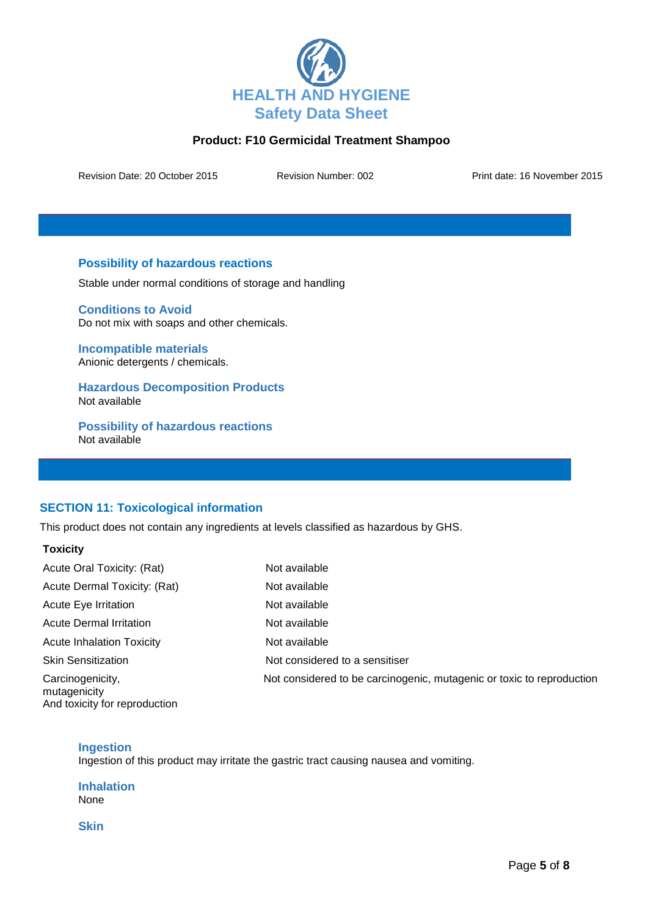### Possibility of hazardous reactions

Stable under normal conditions of storage and handling

### Conditions to Avoid

Do not mix with soaps and other chemicals.

### Incompatible materials

Anionic detergents / chemicals.

### Hazardous Decomposition Products

Not available

### Possibility of hazardous reactions

Not available

## SECTION 11: Toxicological information

This product does not contain any ingredients at levels classified as hazardous by GHS.

**Toxicity**

| | |
|---|---|
| Acute Oral Toxicity: (Rat) | Not available |
| Acute Dermal Toxicity: (Rat) | Not available |
| Acute Eye Irritation | Not available |
| Acute Dermal Irritation | Not available |
| Acute Inhalation Toxicity | Not available |
| Skin Sensitization | Not considered to a sensitiser |
| Carcinogenicity, mutagenicity And toxicity for reproduction | Not considered to be carcinogenic, mutagenic or toxic to reproduction |

### Ingestion

Ingestion of this product may irritate the gastric tract causing nausea and vomiting.

### Inhalation

None

### Skin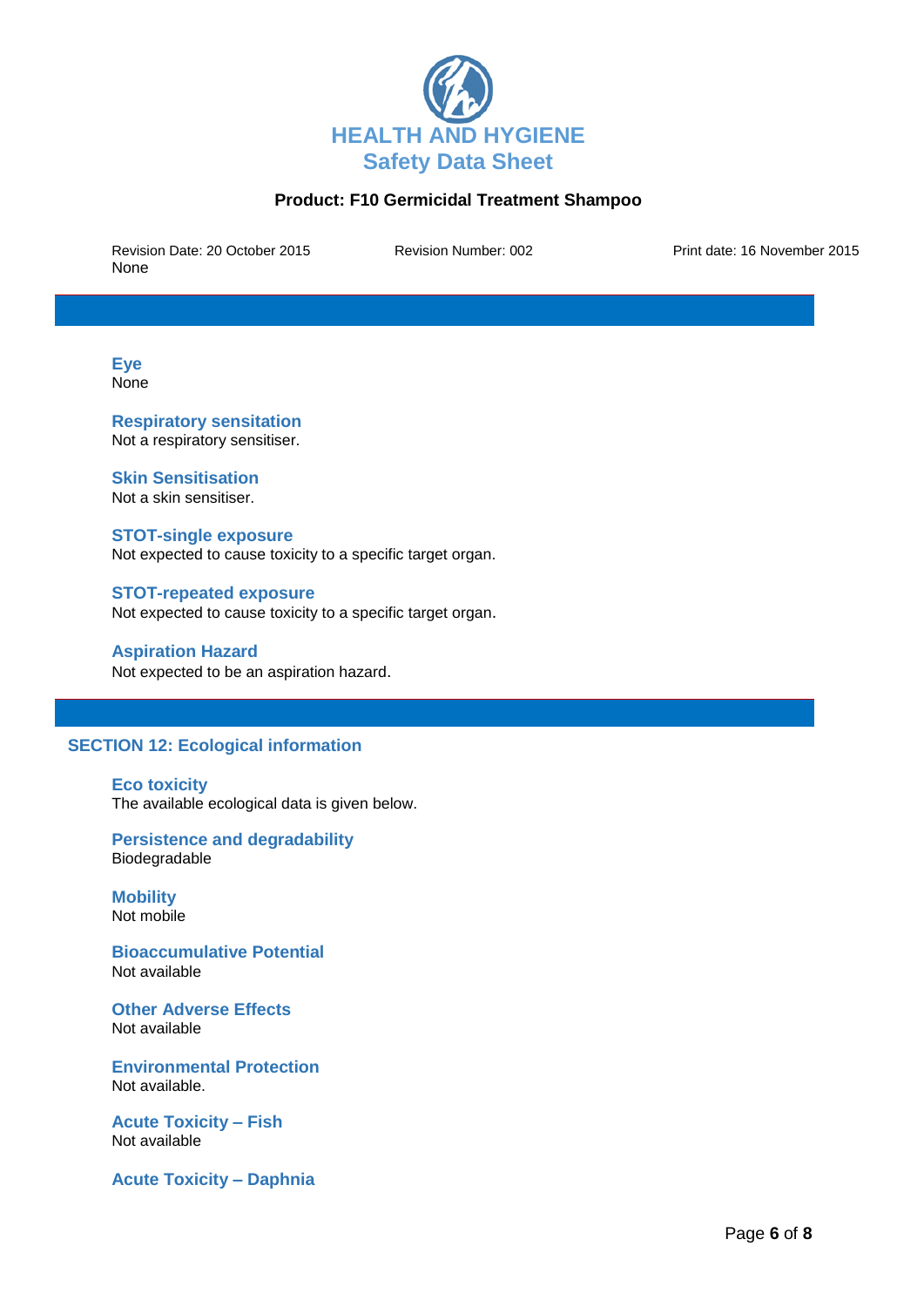### Eye
None

### Respiratory sensitation
Not a respiratory sensitiser.

### Skin Sensitisation
Not a skin sensitiser.

### STOT-single exposure
Not expected to cause toxicity to a specific target organ.

### STOT-repeated exposure
Not expected to cause toxicity to a specific target organ.

### Aspiration Hazard
Not expected to be an aspiration hazard.

## SECTION 12: Ecological information

### Eco toxicity
The available ecological data is given below.

### Persistence and degradability
Biodegradable

### Mobility
Not mobile

### Bioaccumulative Potential
Not available

### Other Adverse Effects
Not available

### Environmental Protection
Not available.

### Acute Toxicity – Fish
Not available

### Acute Toxicity – Daphnia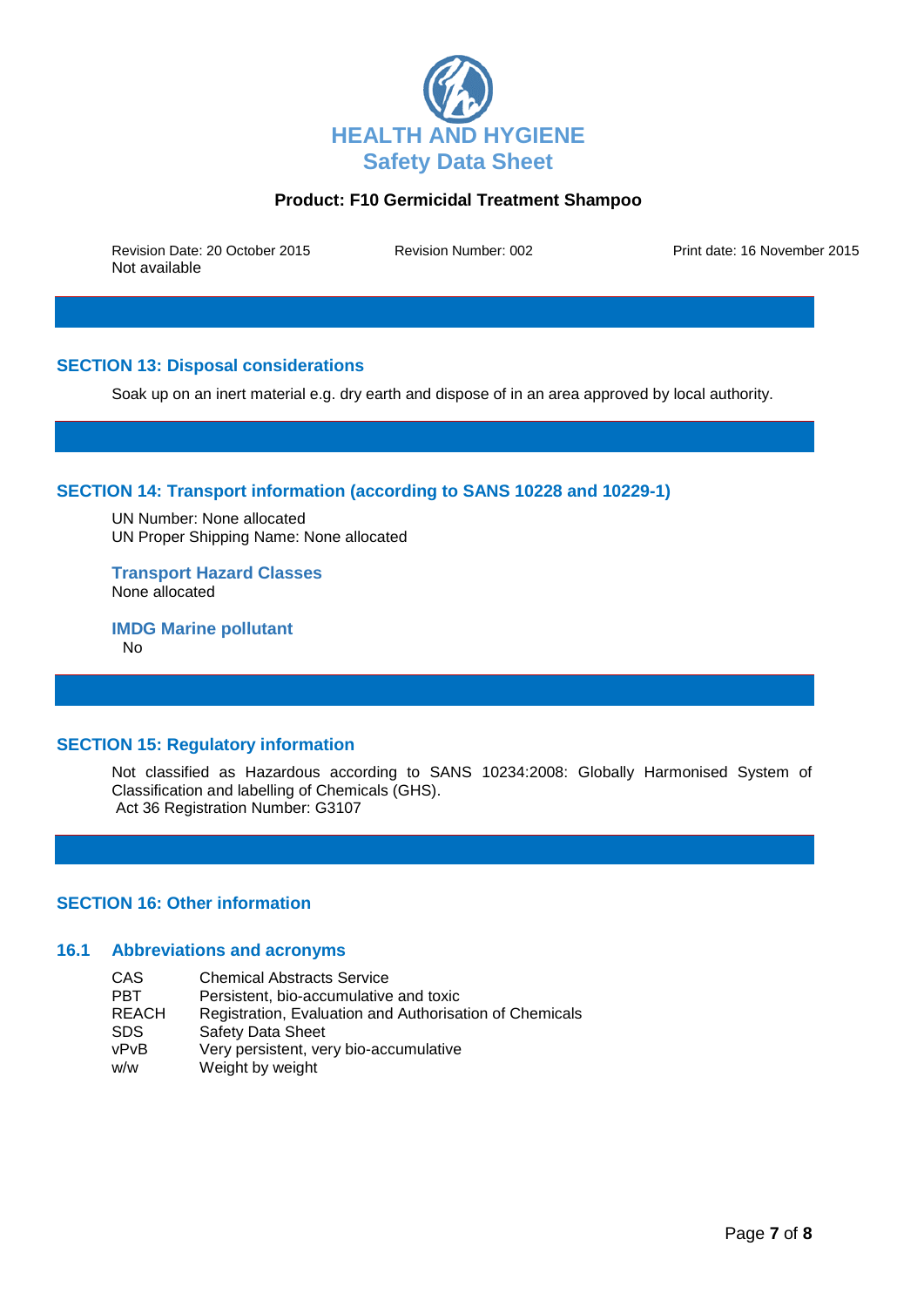## SECTION 13: Disposal considerations

Soak up on an inert material e.g. dry earth and dispose of in an area approved by local authority.

## SECTION 14: Transport information (according to SANS 10228 and 10229-1)

UN Number: None allocated
UN Proper Shipping Name: None allocated

### Transport Hazard Classes

None allocated

### IMDG Marine pollutant

No

## SECTION 15: Regulatory information

Not classified as Hazardous according to SANS 10234:2008: Globally Harmonised System of Classification and labelling of Chemicals (GHS).
Act 36 Registration Number: G3107

## SECTION 16: Other information

### 16.1 Abbreviations and acronyms

| | |
|---|---|
| CAS | Chemical Abstracts Service |
| PBT | Persistent, bio-accumulative and toxic |
| REACH | Registration, Evaluation and Authorisation of Chemicals |
| SDS | Safety Data Sheet |
| vPvB | Very persistent, very bio-accumulative |
| w/w | Weight by weight |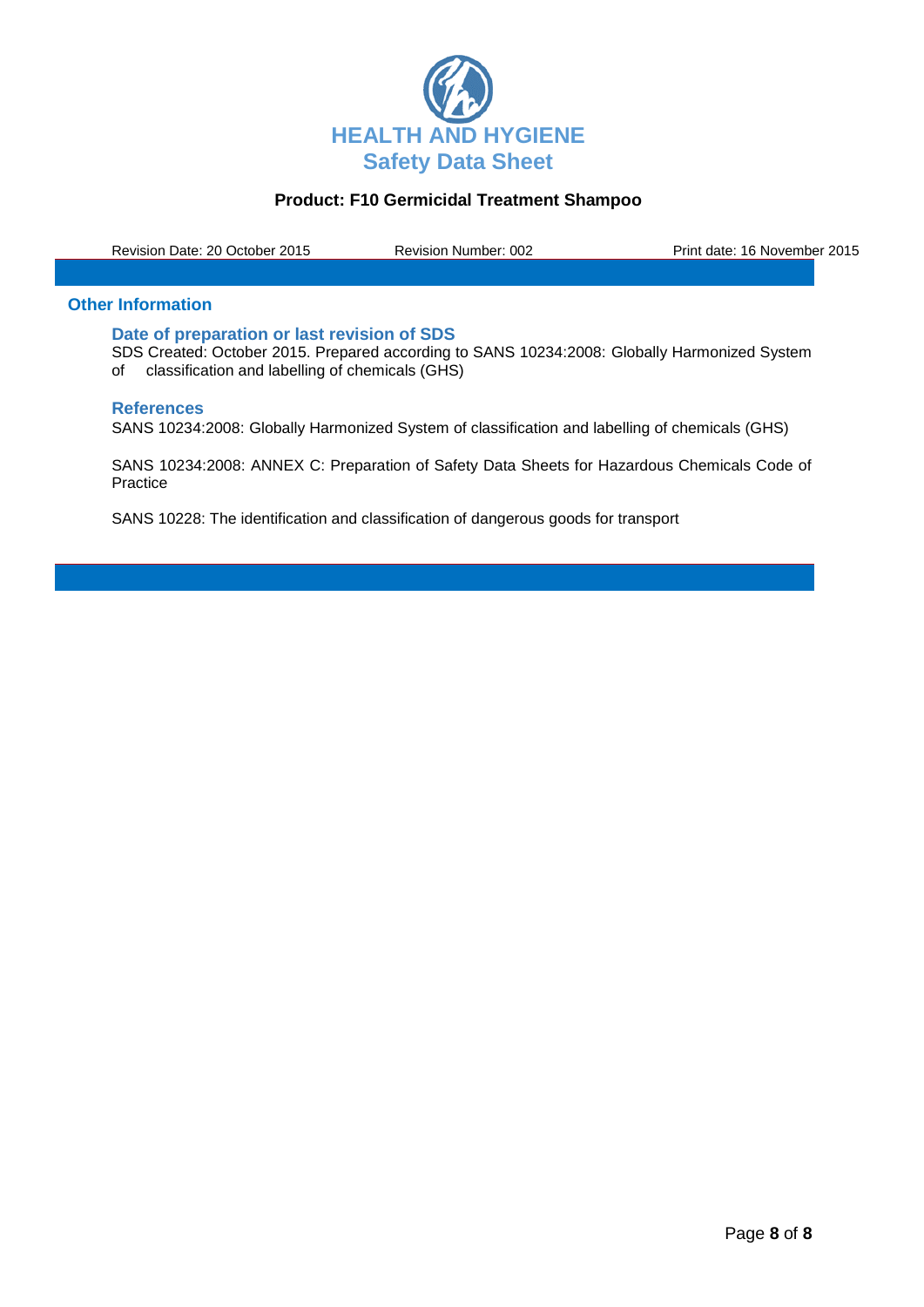## Other Information

### Date of preparation or last revision of SDS

SDS Created: October 2015. Prepared according to SANS 10234:2008: Globally Harmonized System of classification and labelling of chemicals (GHS)

### References

SANS 10234:2008: Globally Harmonized System of classification and labelling of chemicals (GHS)

SANS 10234:2008: ANNEX C: Preparation of Safety Data Sheets for Hazardous Chemicals Code of Practice

SANS 10228: The identification and classification of dangerous goods for transport